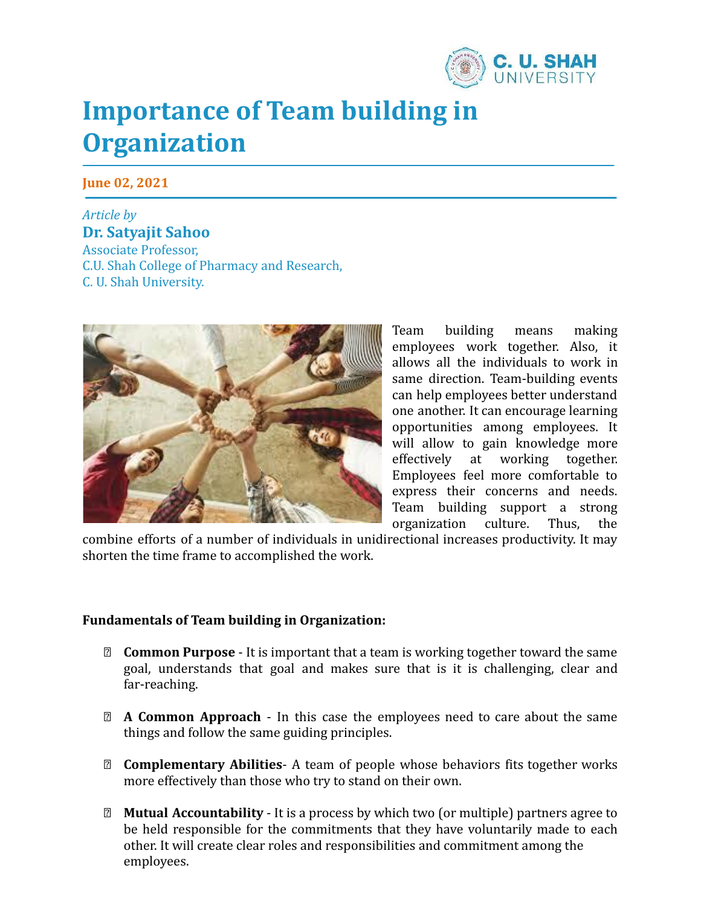# Importance of Team building in Organization

**June 02, 2021**

*Article by*

**Dr. Satyajit Sahoo**

Associate Professor,
C.U. Shah College of Pharmacy and Research,
C. U. Shah University.

Team building means making employees work together. Also, it allows all the individuals to work in same direction. Team-building events can help employees better understand one another. It can encourage learning opportunities among employees. It will allow to gain knowledge more effectively at working together. Employees feel more comfortable to express their concerns and needs. Team building support a strong organization culture. Thus, the combine efforts of a number of individuals in unidirectional increases productivity. It may shorten the time frame to accomplished the work.

**Fundamentals of Team building in Organization:**

- **Common Purpose** - It is important that a team is working together toward the same goal, understands that goal and makes sure that is it is challenging, clear and far-reaching.
- **A Common Approach** - In this case the employees need to care about the same things and follow the same guiding principles.
- **Complementary Abilities**- A team of people whose behaviors fits together works more effectively than those who try to stand on their own.
- **Mutual Accountability** - It is a process by which two (or multiple) partners agree to be held responsible for the commitments that they have voluntarily made to each other. It will create clear roles and responsibilities and commitment among the employees.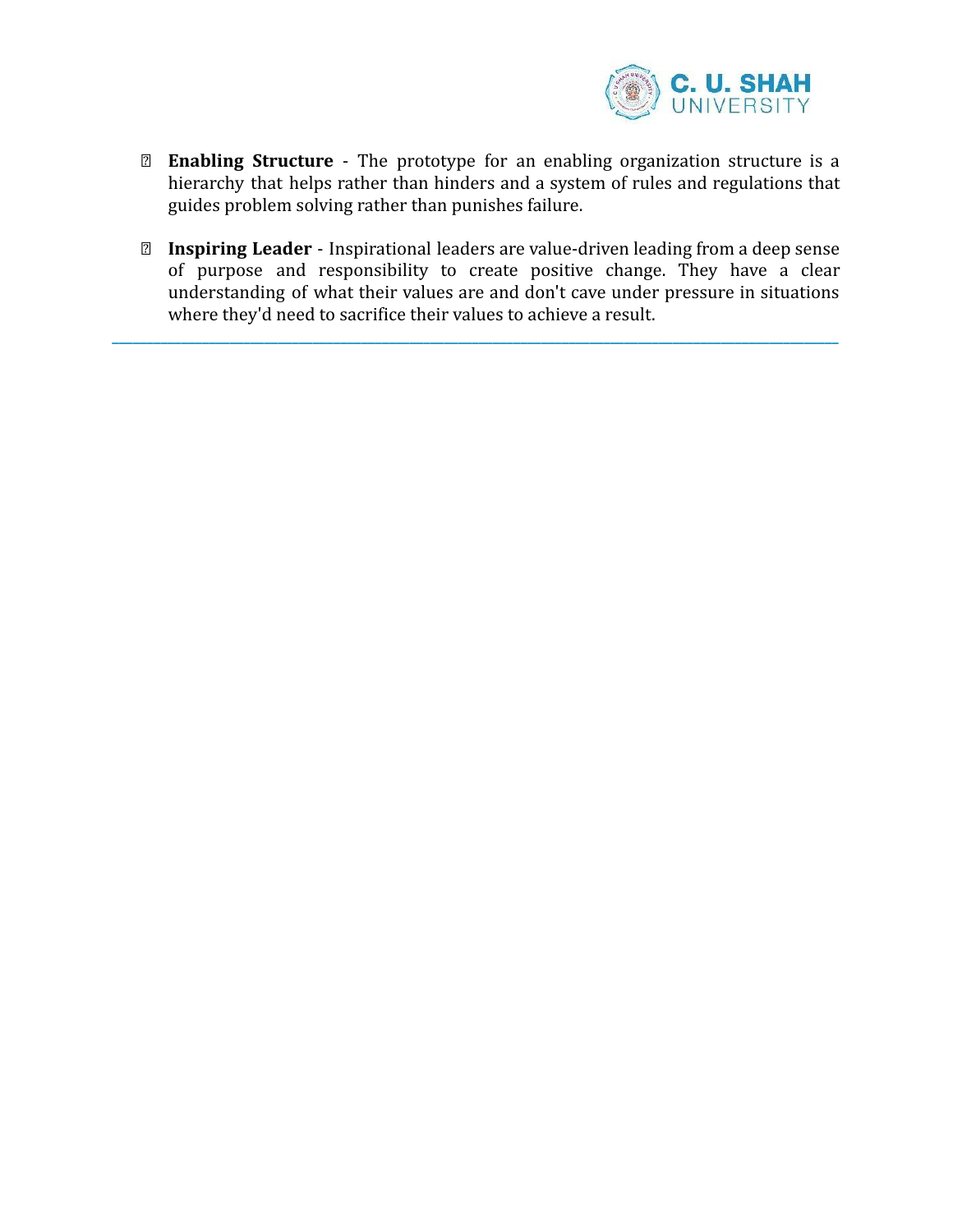- **Enabling Structure** - The prototype for an enabling organization structure is a hierarchy that helps rather than hinders and a system of rules and regulations that guides problem solving rather than punishes failure.

- **Inspiring Leader** - Inspirational leaders are value-driven leading from a deep sense of purpose and responsibility to create positive change. They have a clear understanding of what their values are and don't cave under pressure in situations where they'd need to sacrifice their values to achieve a result.

---